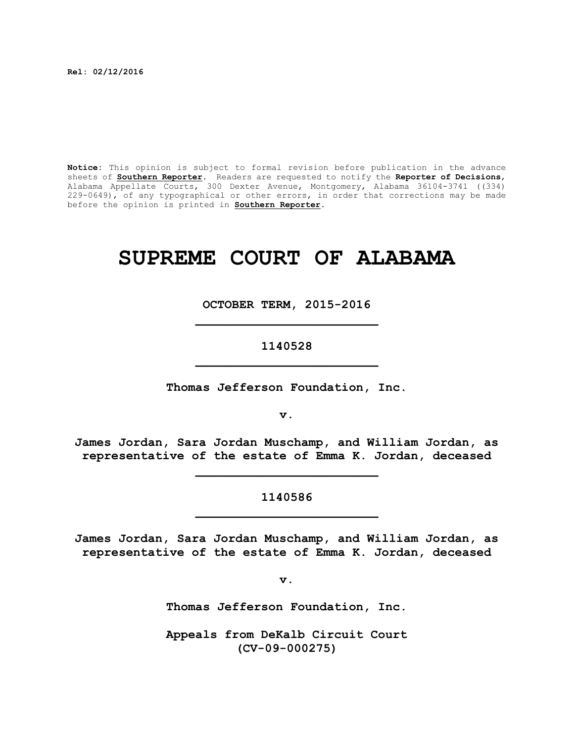**Rel: 02/12/2016**

**Notice:** This opinion is subject to formal revision before publication in the advance sheets of **Southern Reporter**. Readers are requested to notify the **Reporter of Decisions**, Alabama Appellate Courts, 300 Dexter Avenue, Montgomery, Alabama 36104-3741 ((334) 229-0649), of any typographical or other errors, in order that corrections may be made before the opinion is printed in **Southern Reporter**.

# SUPREME COURT OF ALABAMA

**OCTOBER TERM, 2015-2016**

**1140528**

**Thomas Jefferson Foundation, Inc.**

**v.**

**James Jordan, Sara Jordan Muschamp, and William Jordan, as representative of the estate of Emma K. Jordan, deceased**

**1140586**

**James Jordan, Sara Jordan Muschamp, and William Jordan, as representative of the estate of Emma K. Jordan, deceased**

**v.**

**Thomas Jefferson Foundation, Inc.**

**Appeals from DeKalb Circuit Court (CV-09-000275)**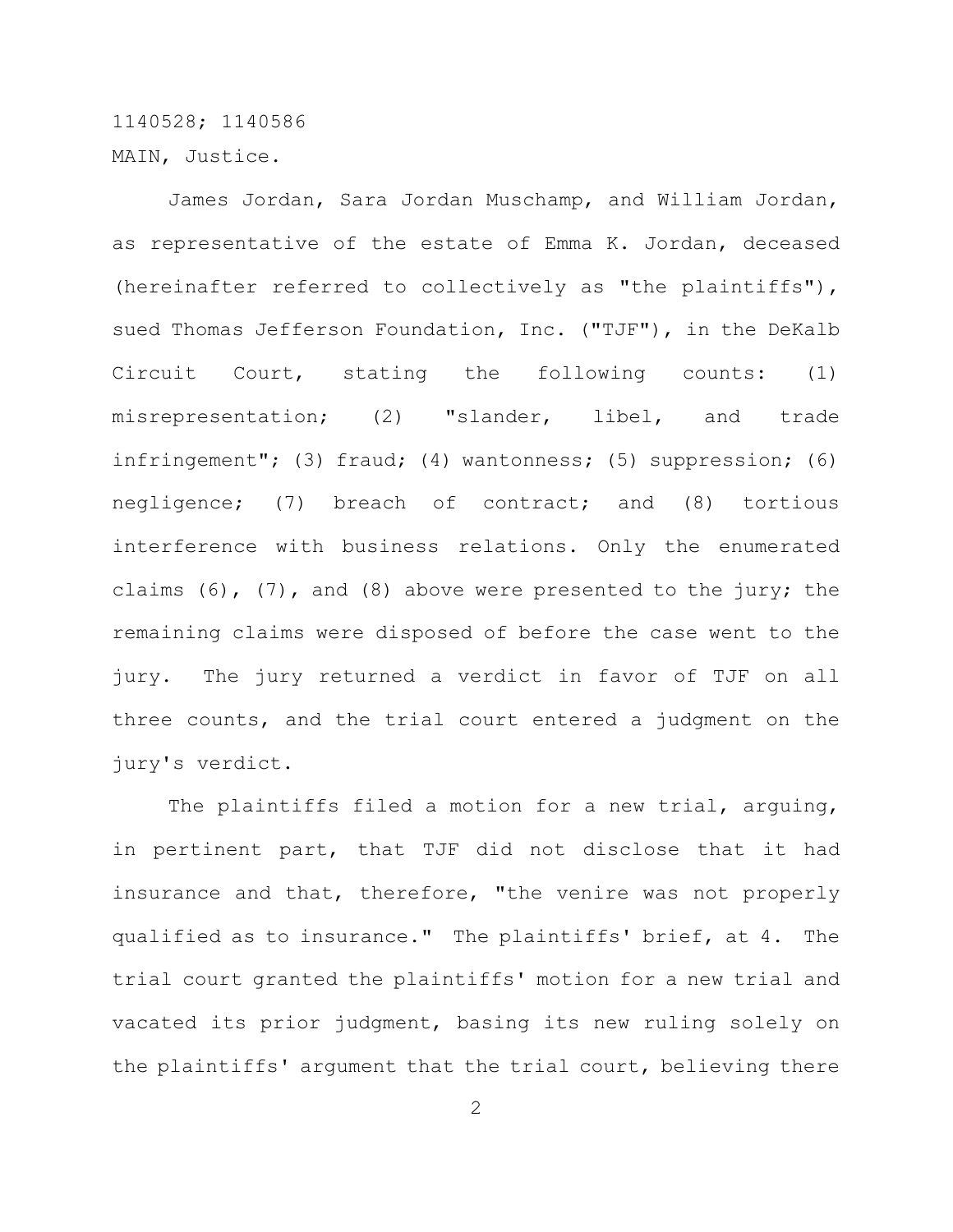1140528; 1140586

MAIN, Justice.

James Jordan, Sara Jordan Muschamp, and William Jordan, as representative of the estate of Emma K. Jordan, deceased (hereinafter referred to collectively as "the plaintiffs"), sued Thomas Jefferson Foundation, Inc. ("TJF"), in the DeKalb Circuit Court, stating the following counts: (1) misrepresentation; (2) "slander, libel, and trade infringement"; (3) fraud; (4) wantonness; (5) suppression; (6) negligence; (7) breach of contract; and (8) tortious interference with business relations. Only the enumerated claims (6), (7), and (8) above were presented to the jury; the remaining claims were disposed of before the case went to the jury. The jury returned a verdict in favor of TJF on all three counts, and the trial court entered a judgment on the jury's verdict.

The plaintiffs filed a motion for a new trial, arguing, in pertinent part, that TJF did not disclose that it had insurance and that, therefore, "the venire was not properly qualified as to insurance." The plaintiffs' brief, at 4. The trial court granted the plaintiffs' motion for a new trial and vacated its prior judgment, basing its new ruling solely on the plaintiffs' argument that the trial court, believing there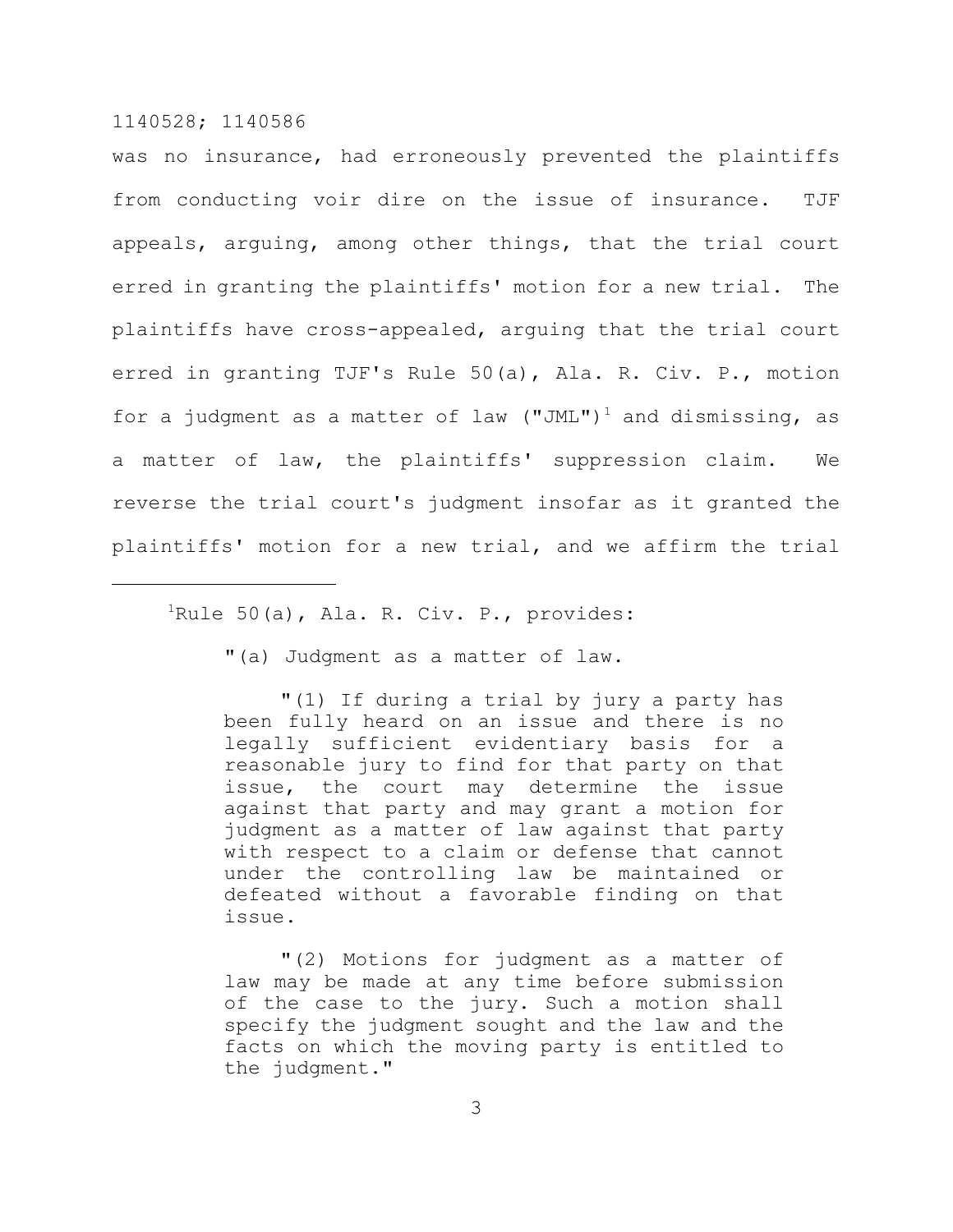was no insurance, had erroneously prevented the plaintiffs from conducting voir dire on the issue of insurance. TJF appeals, arguing, among other things, that the trial court erred in granting the plaintiffs' motion for a new trial. The plaintiffs have cross-appealed, arguing that the trial court erred in granting TJF's Rule 50(a), Ala. R. Civ. P., motion for a judgment as a matter of law ("JML")[1] and dismissing, as a matter of law, the plaintiffs' suppression claim. We reverse the trial court's judgment insofar as it granted the plaintiffs' motion for a new trial, and we affirm the trial

---

[1]Rule 50(a), Ala. R. Civ. P., provides:

> "(a) Judgment as a matter of law.
>
> "(1) If during a trial by jury a party has been fully heard on an issue and there is no legally sufficient evidentiary basis for a reasonable jury to find for that party on that issue, the court may determine the issue against that party and may grant a motion for judgment as a matter of law against that party with respect to a claim or defense that cannot under the controlling law be maintained or defeated without a favorable finding on that issue.
>
> "(2) Motions for judgment as a matter of law may be made at any time before submission of the case to the jury. Such a motion shall specify the judgment sought and the law and the facts on which the moving party is entitled to the judgment."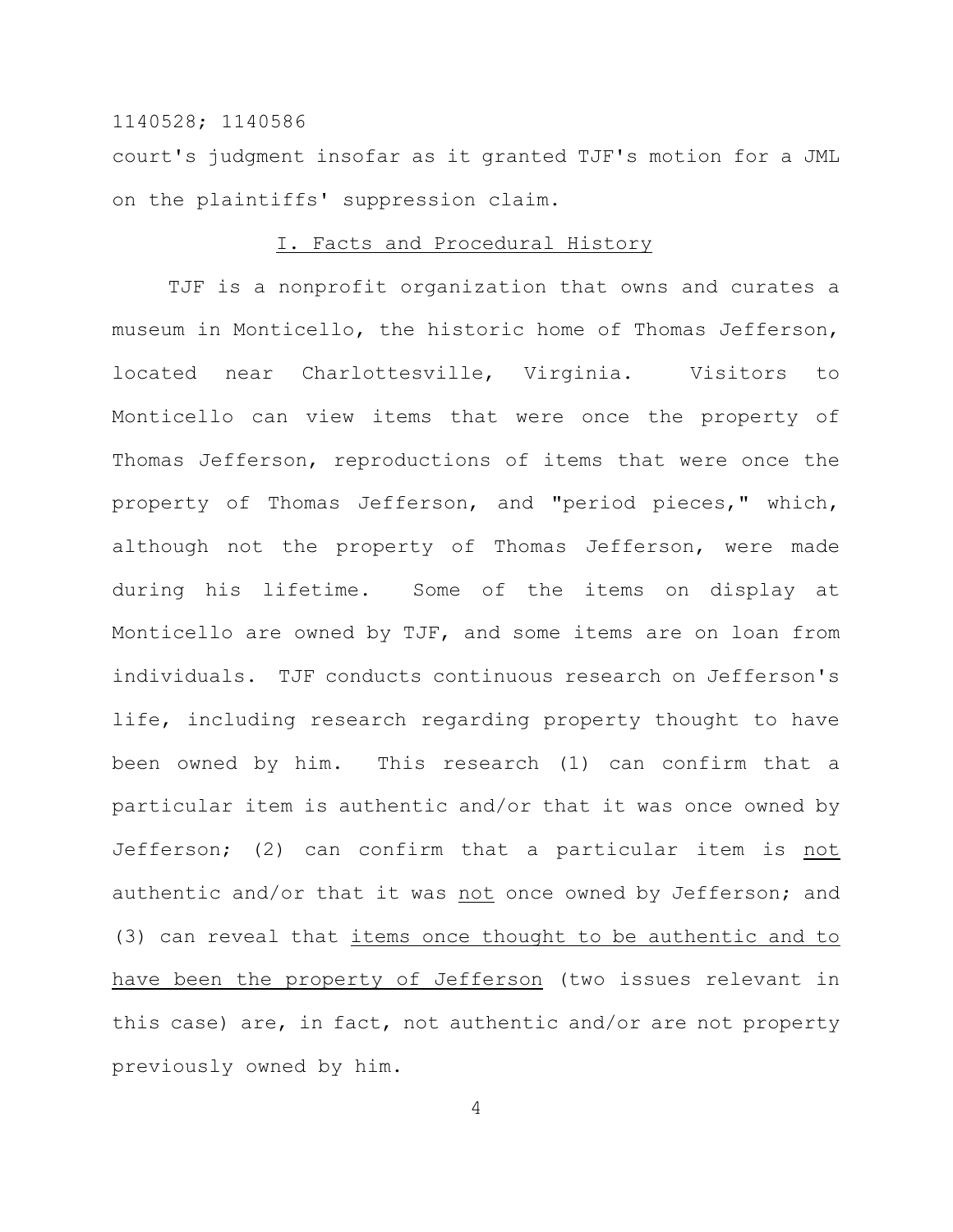court's judgment insofar as it granted TJF's motion for a JML on the plaintiffs' suppression claim.

## I. Facts and Procedural History

TJF is a nonprofit organization that owns and curates a museum in Monticello, the historic home of Thomas Jefferson, located near Charlottesville, Virginia. Visitors to Monticello can view items that were once the property of Thomas Jefferson, reproductions of items that were once the property of Thomas Jefferson, and "period pieces," which, although not the property of Thomas Jefferson, were made during his lifetime. Some of the items on display at Monticello are owned by TJF, and some items are on loan from individuals. TJF conducts continuous research on Jefferson's life, including research regarding property thought to have been owned by him. This research (1) can confirm that a particular item is authentic and/or that it was once owned by Jefferson; (2) can confirm that a particular item is <u>not</u> authentic and/or that it was <u>not</u> once owned by Jefferson; and (3) can reveal that <u>items once thought to be authentic and to have been the property of Jefferson</u> (two issues relevant in this case) are, in fact, not authentic and/or are not property previously owned by him.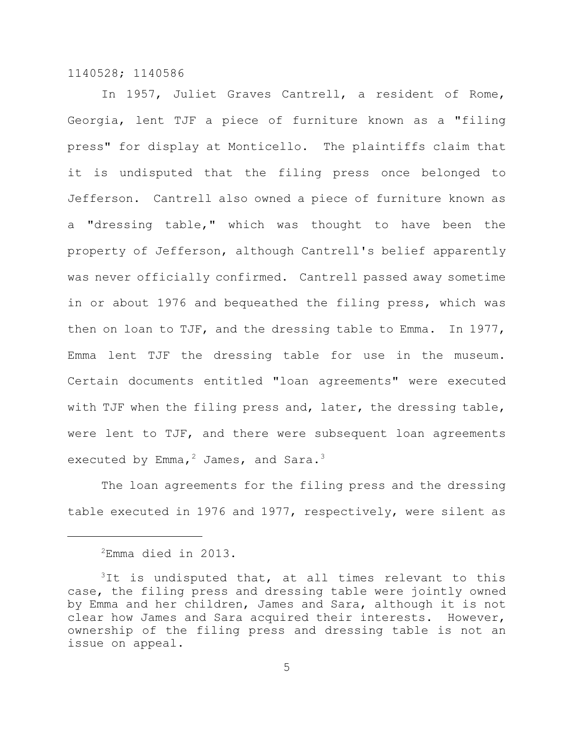In 1957, Juliet Graves Cantrell, a resident of Rome, Georgia, lent TJF a piece of furniture known as a "filing press" for display at Monticello. The plaintiffs claim that it is undisputed that the filing press once belonged to Jefferson. Cantrell also owned a piece of furniture known as a "dressing table," which was thought to have been the property of Jefferson, although Cantrell's belief apparently was never officially confirmed. Cantrell passed away sometime in or about 1976 and bequeathed the filing press, which was then on loan to TJF, and the dressing table to Emma. In 1977, Emma lent TJF the dressing table for use in the museum. Certain documents entitled "loan agreements" were executed with TJF when the filing press and, later, the dressing table, were lent to TJF, and there were subsequent loan agreements executed by Emma,[2] James, and Sara.[3]

The loan agreements for the filing press and the dressing table executed in 1976 and 1977, respectively, were silent as

---

[2]Emma died in 2013.

[3]It is undisputed that, at all times relevant to this case, the filing press and dressing table were jointly owned by Emma and her children, James and Sara, although it is not clear how James and Sara acquired their interests. However, ownership of the filing press and dressing table is not an issue on appeal.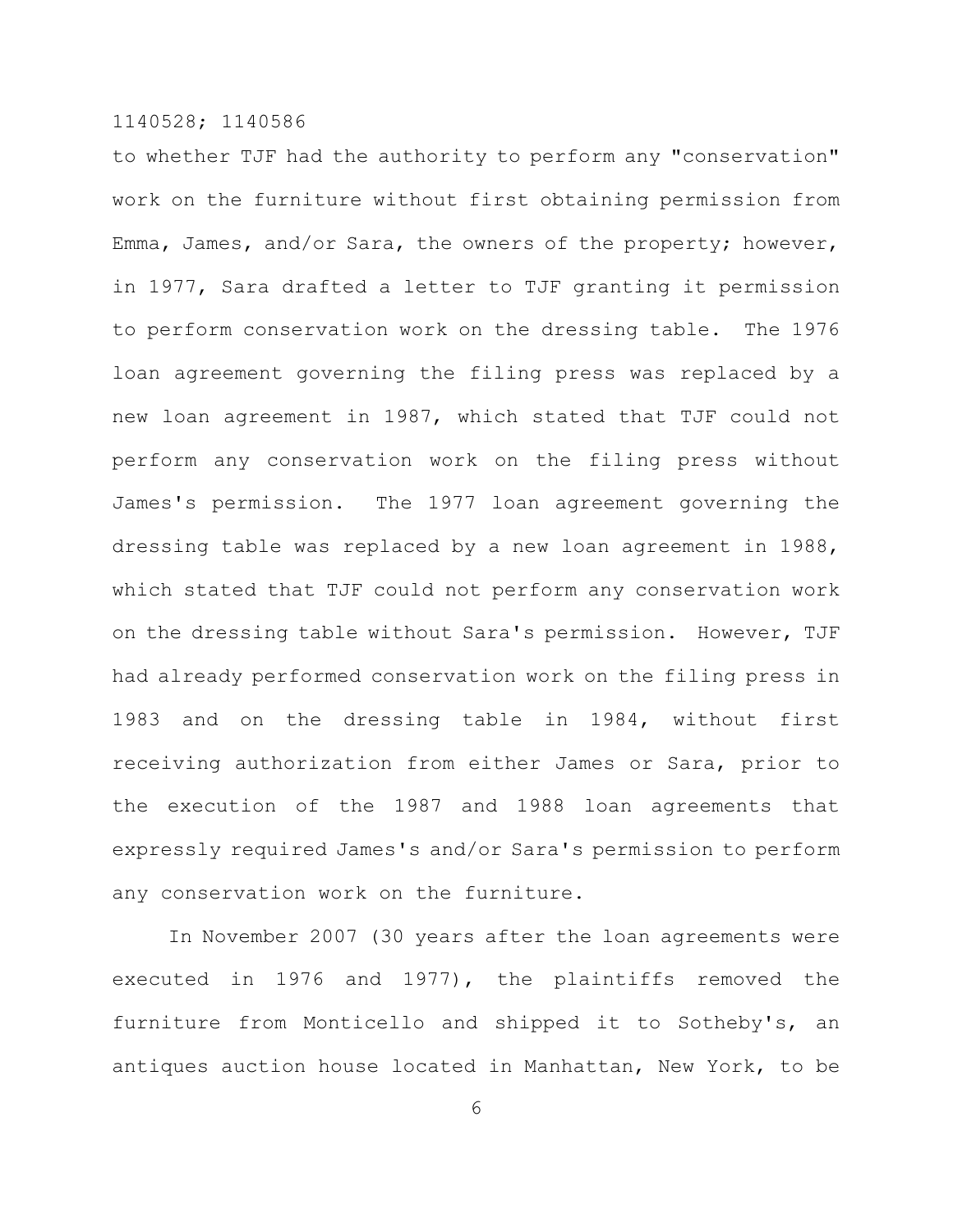to whether TJF had the authority to perform any "conservation" work on the furniture without first obtaining permission from Emma, James, and/or Sara, the owners of the property; however, in 1977, Sara drafted a letter to TJF granting it permission to perform conservation work on the dressing table. The 1976 loan agreement governing the filing press was replaced by a new loan agreement in 1987, which stated that TJF could not perform any conservation work on the filing press without James's permission. The 1977 loan agreement governing the dressing table was replaced by a new loan agreement in 1988, which stated that TJF could not perform any conservation work on the dressing table without Sara's permission. However, TJF had already performed conservation work on the filing press in 1983 and on the dressing table in 1984, without first receiving authorization from either James or Sara, prior to the execution of the 1987 and 1988 loan agreements that expressly required James's and/or Sara's permission to perform any conservation work on the furniture.

In November 2007 (30 years after the loan agreements were executed in 1976 and 1977), the plaintiffs removed the furniture from Monticello and shipped it to Sotheby's, an antiques auction house located in Manhattan, New York, to be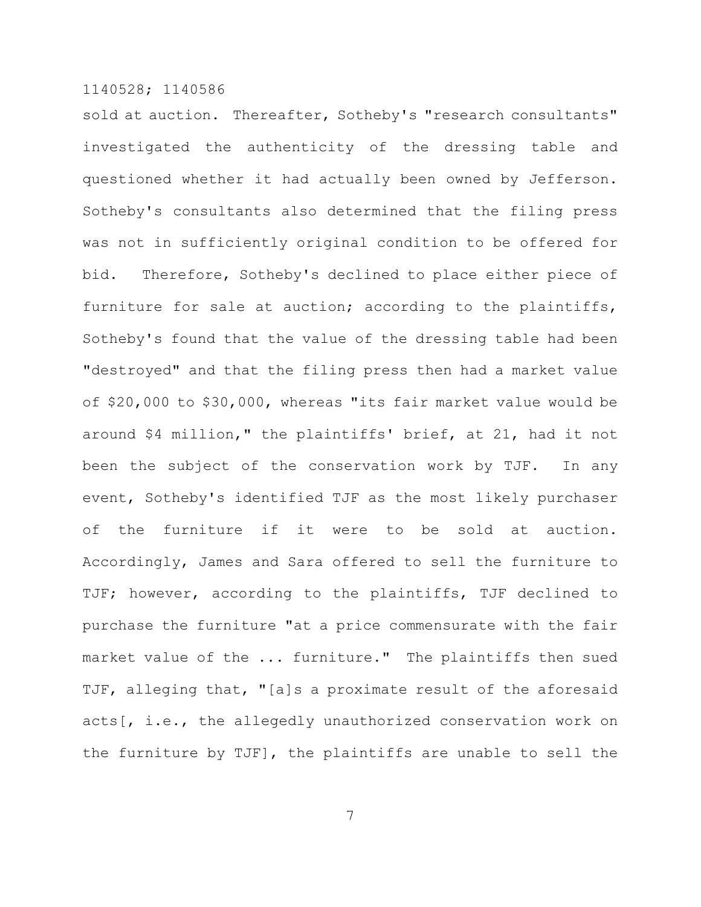sold at auction. Thereafter, Sotheby's "research consultants" investigated the authenticity of the dressing table and questioned whether it had actually been owned by Jefferson. Sotheby's consultants also determined that the filing press was not in sufficiently original condition to be offered for bid. Therefore, Sotheby's declined to place either piece of furniture for sale at auction; according to the plaintiffs, Sotheby's found that the value of the dressing table had been "destroyed" and that the filing press then had a market value of $20,000 to $30,000, whereas "its fair market value would be around $4 million," the plaintiffs' brief, at 21, had it not been the subject of the conservation work by TJF. In any event, Sotheby's identified TJF as the most likely purchaser of the furniture if it were to be sold at auction. Accordingly, James and Sara offered to sell the furniture to TJF; however, according to the plaintiffs, TJF declined to purchase the furniture "at a price commensurate with the fair market value of the ... furniture." The plaintiffs then sued TJF, alleging that, "[a]s a proximate result of the aforesaid acts[, i.e., the allegedly unauthorized conservation work on the furniture by TJF], the plaintiffs are unable to sell the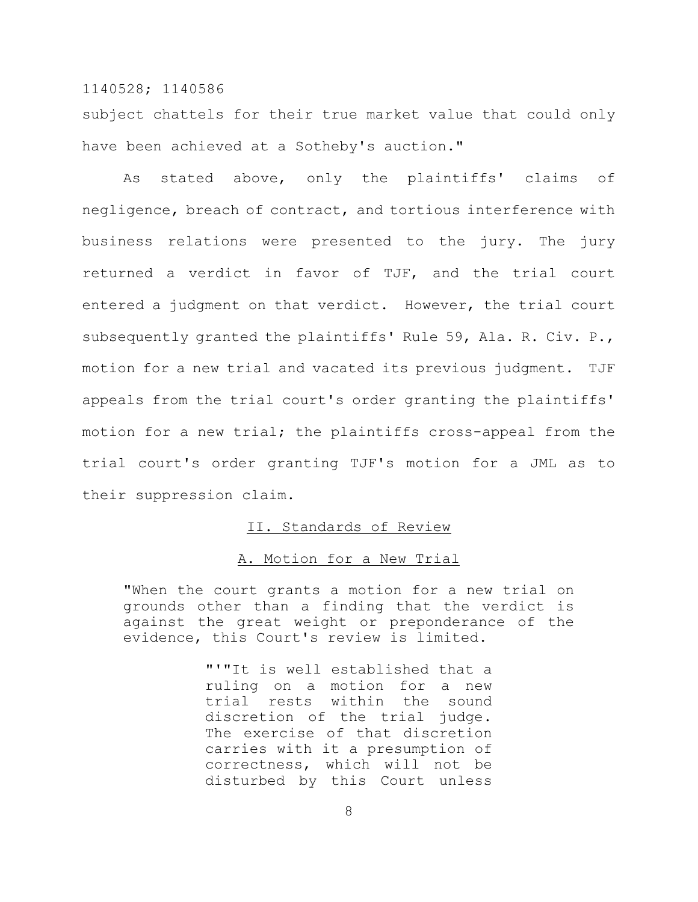subject chattels for their true market value that could only have been achieved at a Sotheby's auction."

As stated above, only the plaintiffs' claims of negligence, breach of contract, and tortious interference with business relations were presented to the jury. The jury returned a verdict in favor of TJF, and the trial court entered a judgment on that verdict. However, the trial court subsequently granted the plaintiffs' Rule 59, Ala. R. Civ. P., motion for a new trial and vacated its previous judgment. TJF appeals from the trial court's order granting the plaintiffs' motion for a new trial; the plaintiffs cross-appeal from the trial court's order granting TJF's motion for a JML as to their suppression claim.

## II. Standards of Review

### A. Motion for a New Trial

> "When the court grants a motion for a new trial on grounds other than a finding that the verdict is against the great weight or preponderance of the evidence, this Court's review is limited.
>
> > "'"It is well established that a ruling on a motion for a new trial rests within the sound discretion of the trial judge. The exercise of that discretion carries with it a presumption of correctness, which will not be disturbed by this Court unless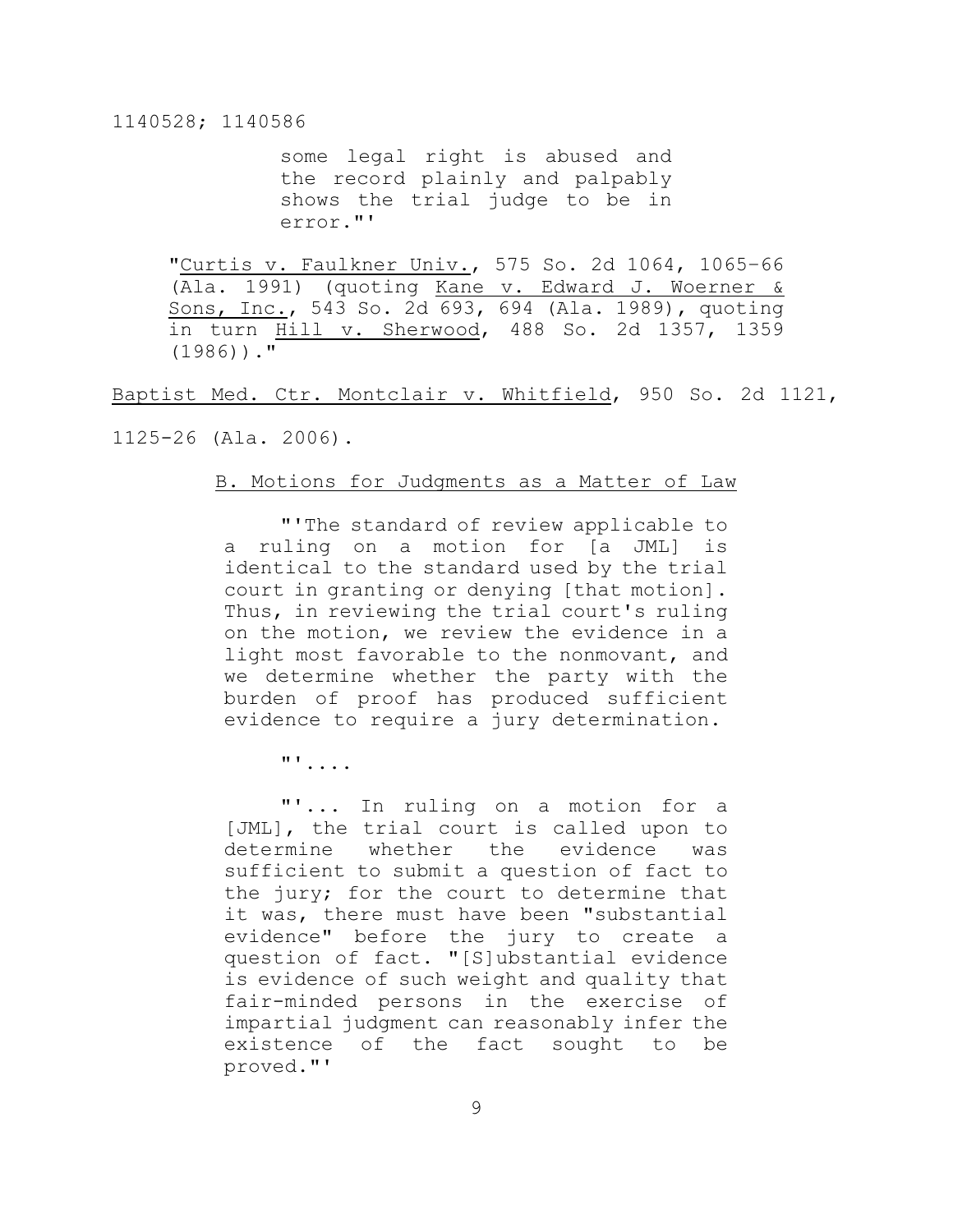> some legal right is abused and the record plainly and palpably shows the trial judge to be in error."'
>
> "Curtis v. Faulkner Univ., 575 So. 2d 1064, 1065–66 (Ala. 1991) (quoting Kane v. Edward J. Woerner & Sons, Inc., 543 So. 2d 693, 694 (Ala. 1989), quoting in turn Hill v. Sherwood, 488 So. 2d 1357, 1359 (1986))."

Baptist Med. Ctr. Montclair v. Whitfield, 950 So. 2d 1121, 1125-26 (Ala. 2006).

## B. Motions for Judgments as a Matter of Law

> "'The standard of review applicable to a ruling on a motion for [a JML] is identical to the standard used by the trial court in granting or denying [that motion]. Thus, in reviewing the trial court's ruling on the motion, we review the evidence in a light most favorable to the nonmovant, and we determine whether the party with the burden of proof has produced sufficient evidence to require a jury determination.
>
> "'....
>
> "'... In ruling on a motion for a [JML], the trial court is called upon to determine whether the evidence was sufficient to submit a question of fact to the jury; for the court to determine that it was, there must have been "substantial evidence" before the jury to create a question of fact. "[S]ubstantial evidence is evidence of such weight and quality that fair-minded persons in the exercise of impartial judgment can reasonably infer the existence of the fact sought to be proved."'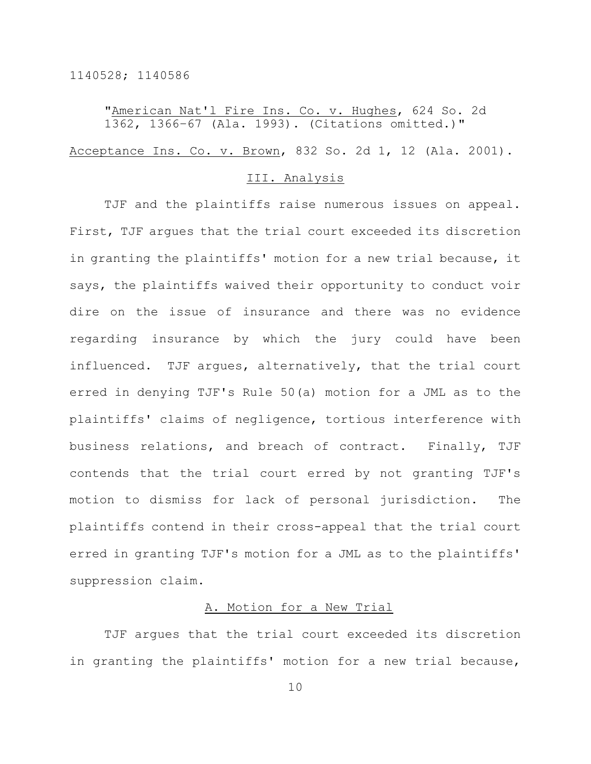"American Nat'l Fire Ins. Co. v. Hughes, 624 So. 2d 1362, 1366–67 (Ala. 1993). (Citations omitted.)"

Acceptance Ins. Co. v. Brown, 832 So. 2d 1, 12 (Ala. 2001).

## III. Analysis

TJF and the plaintiffs raise numerous issues on appeal. First, TJF argues that the trial court exceeded its discretion in granting the plaintiffs' motion for a new trial because, it says, the plaintiffs waived their opportunity to conduct voir dire on the issue of insurance and there was no evidence regarding insurance by which the jury could have been influenced. TJF argues, alternatively, that the trial court erred in denying TJF's Rule 50(a) motion for a JML as to the plaintiffs' claims of negligence, tortious interference with business relations, and breach of contract. Finally, TJF contends that the trial court erred by not granting TJF's motion to dismiss for lack of personal jurisdiction. The plaintiffs contend in their cross-appeal that the trial court erred in granting TJF's motion for a JML as to the plaintiffs' suppression claim.

### A. Motion for a New Trial

TJF argues that the trial court exceeded its discretion in granting the plaintiffs' motion for a new trial because,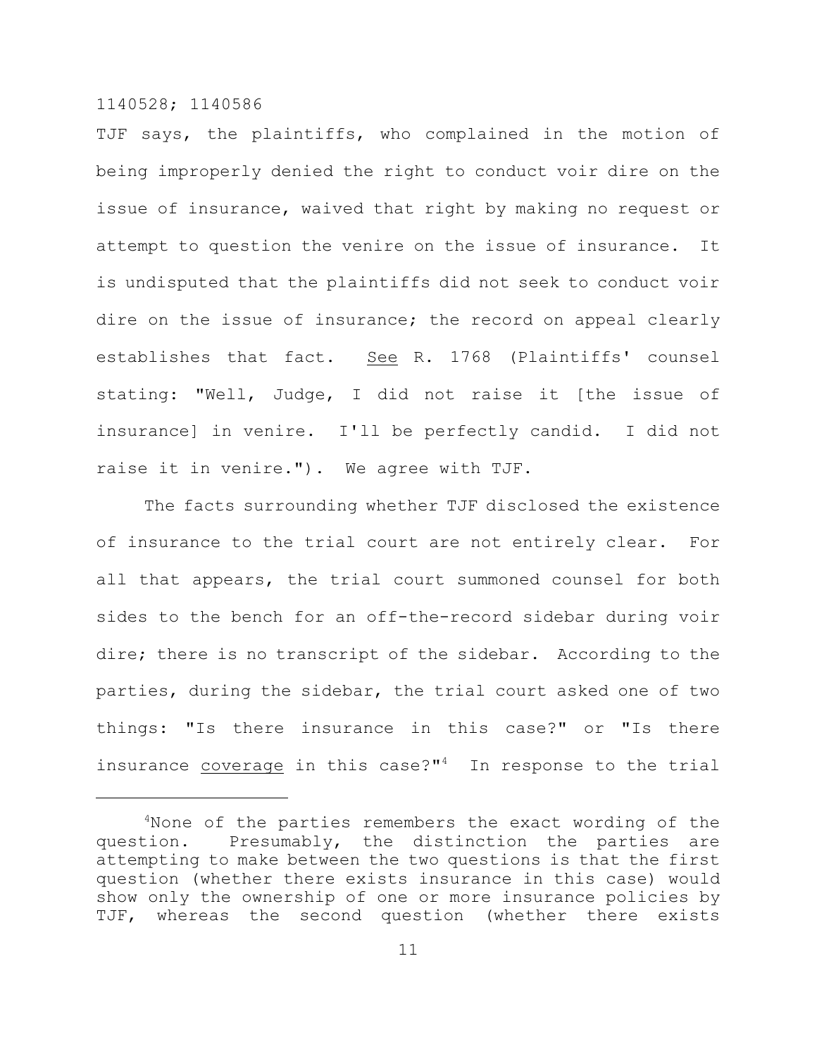TJF says, the plaintiffs, who complained in the motion of being improperly denied the right to conduct voir dire on the issue of insurance, waived that right by making no request or attempt to question the venire on the issue of insurance. It is undisputed that the plaintiffs did not seek to conduct voir dire on the issue of insurance; the record on appeal clearly establishes that fact. See R. 1768 (Plaintiffs' counsel stating: "Well, Judge, I did not raise it [the issue of insurance] in venire. I'll be perfectly candid. I did not raise it in venire."). We agree with TJF.

The facts surrounding whether TJF disclosed the existence of insurance to the trial court are not entirely clear. For all that appears, the trial court summoned counsel for both sides to the bench for an off-the-record sidebar during voir dire; there is no transcript of the sidebar. According to the parties, during the sidebar, the trial court asked one of two things: "Is there insurance in this case?" or "Is there insurance coverage in this case?"[4] In response to the trial

---

[4]None of the parties remembers the exact wording of the question. Presumably, the distinction the parties are attempting to make between the two questions is that the first question (whether there exists insurance in this case) would show only the ownership of one or more insurance policies by TJF, whereas the second question (whether there exists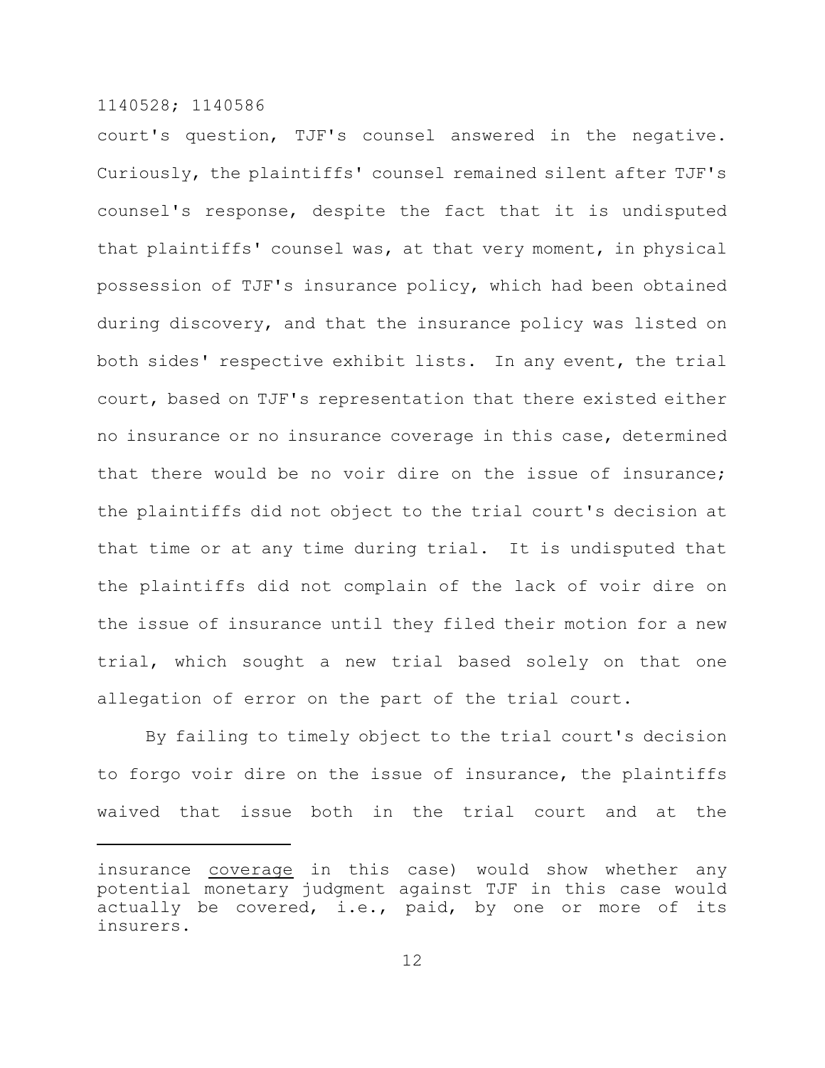court's question, TJF's counsel answered in the negative. Curiously, the plaintiffs' counsel remained silent after TJF's counsel's response, despite the fact that it is undisputed that plaintiffs' counsel was, at that very moment, in physical possession of TJF's insurance policy, which had been obtained during discovery, and that the insurance policy was listed on both sides' respective exhibit lists. In any event, the trial court, based on TJF's representation that there existed either no insurance or no insurance coverage in this case, determined that there would be no voir dire on the issue of insurance; the plaintiffs did not object to the trial court's decision at that time or at any time during trial. It is undisputed that the plaintiffs did not complain of the lack of voir dire on the issue of insurance until they filed their motion for a new trial, which sought a new trial based solely on that one allegation of error on the part of the trial court.

By failing to timely object to the trial court's decision to forgo voir dire on the issue of insurance, the plaintiffs waived that issue both in the trial court and at the

---

insurance <u>coverage</u> in this case) would show whether any potential monetary judgment against TJF in this case would actually be covered, i.e., paid, by one or more of its insurers.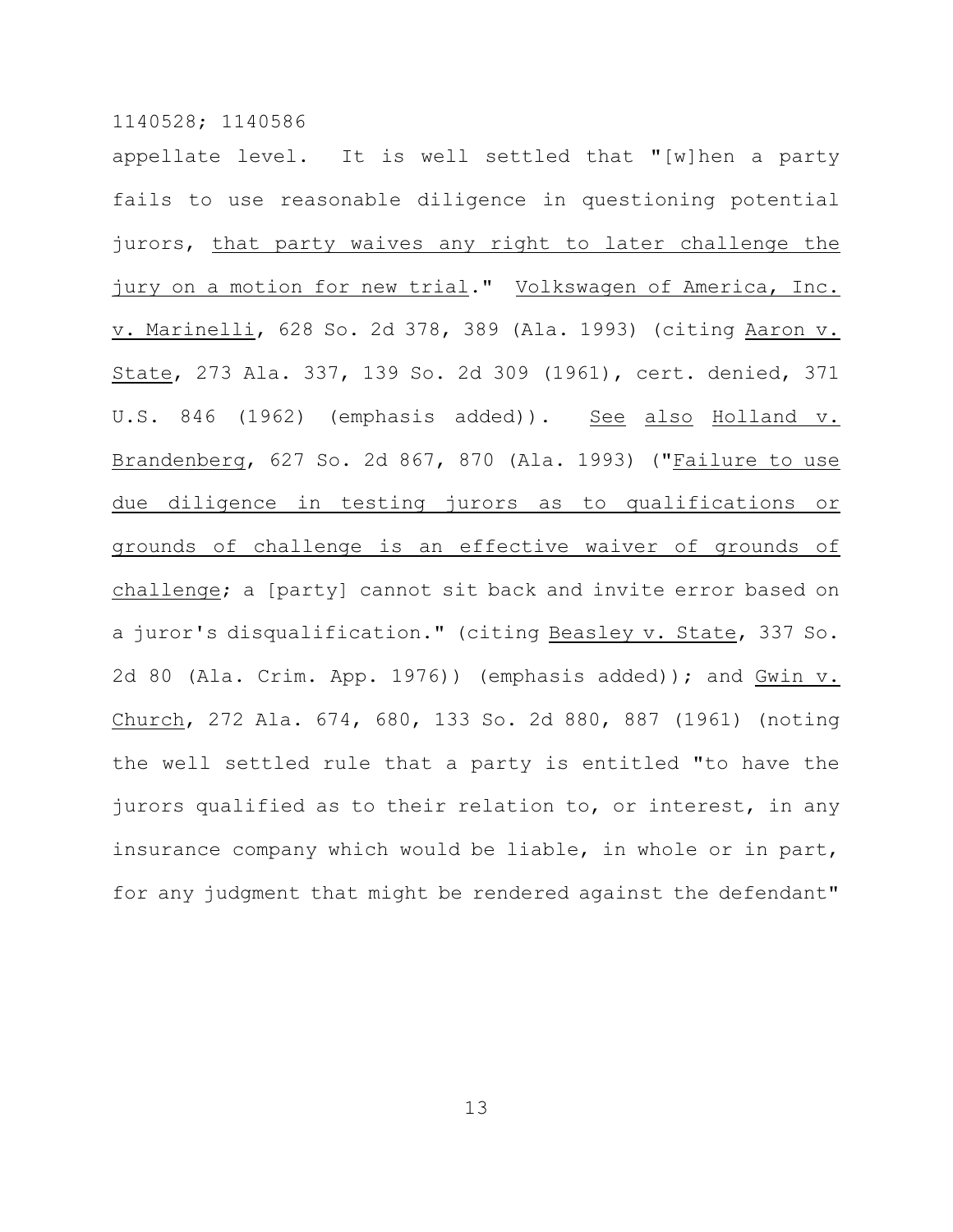appellate level. It is well settled that "[w]hen a party fails to use reasonable diligence in questioning potential jurors, <u>that party waives any right to later challenge the jury on a motion for new trial</u>." <u>Volkswagen of America, Inc. v. Marinelli</u>, 628 So. 2d 378, 389 (Ala. 1993) (citing <u>Aaron v. State</u>, 273 Ala. 337, 139 So. 2d 309 (1961), cert. denied, 371 U.S. 846 (1962) (emphasis added)). <u>See</u> <u>also</u> <u>Holland v. Brandenberg</u>, 627 So. 2d 867, 870 (Ala. 1993) ("<u>Failure to use due diligence in testing jurors as to qualifications or grounds of challenge is an effective waiver of grounds of challenge</u>; a [party] cannot sit back and invite error based on a juror's disqualification." (citing <u>Beasley v. State</u>, 337 So. 2d 80 (Ala. Crim. App. 1976)) (emphasis added)); and <u>Gwin v. Church</u>, 272 Ala. 674, 680, 133 So. 2d 880, 887 (1961) (noting the well settled rule that a party is entitled "to have the jurors qualified as to their relation to, or interest, in any insurance company which would be liable, in whole or in part, for any judgment that might be rendered against the defendant"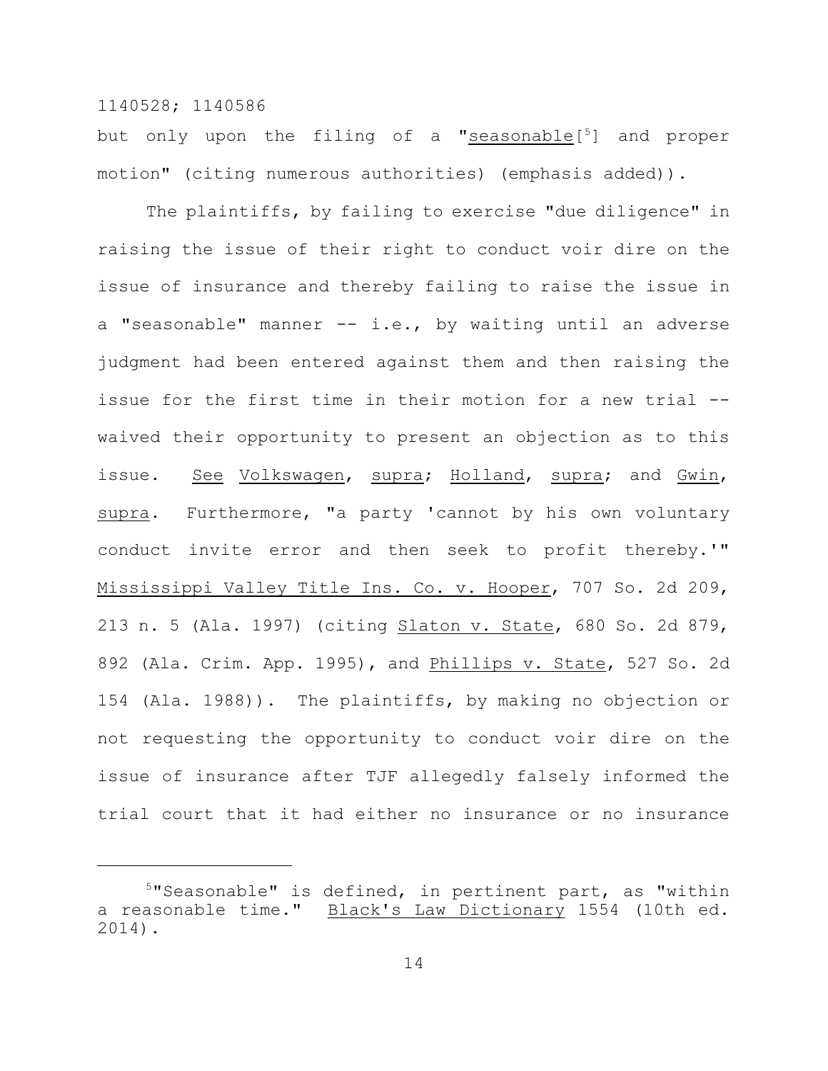but only upon the filing of a "_seasonable_[5] and proper motion" (citing numerous authorities) (emphasis added)).

The plaintiffs, by failing to exercise "due diligence" in raising the issue of their right to conduct voir dire on the issue of insurance and thereby failing to raise the issue in a "seasonable" manner -- i.e., by waiting until an adverse judgment had been entered against them and then raising the issue for the first time in their motion for a new trial -- waived their opportunity to present an objection as to this issue. _See_ _Volkswagen_, _supra_; _Holland_, _supra_; and _Gwin_, _supra_. Furthermore, "a party 'cannot by his own voluntary conduct invite error and then seek to profit thereby.'" _Mississippi Valley Title Ins. Co. v. Hooper_, 707 So. 2d 209, 213 n. 5 (Ala. 1997) (citing _Slaton v. State_, 680 So. 2d 879, 892 (Ala. Crim. App. 1995), and _Phillips v. State_, 527 So. 2d 154 (Ala. 1988)). The plaintiffs, by making no objection or not requesting the opportunity to conduct voir dire on the issue of insurance after TJF allegedly falsely informed the trial court that it had either no insurance or no insurance

[5]"Seasonable" is defined, in pertinent part, as "within a reasonable time." _Black's Law Dictionary_ 1554 (10th ed. 2014).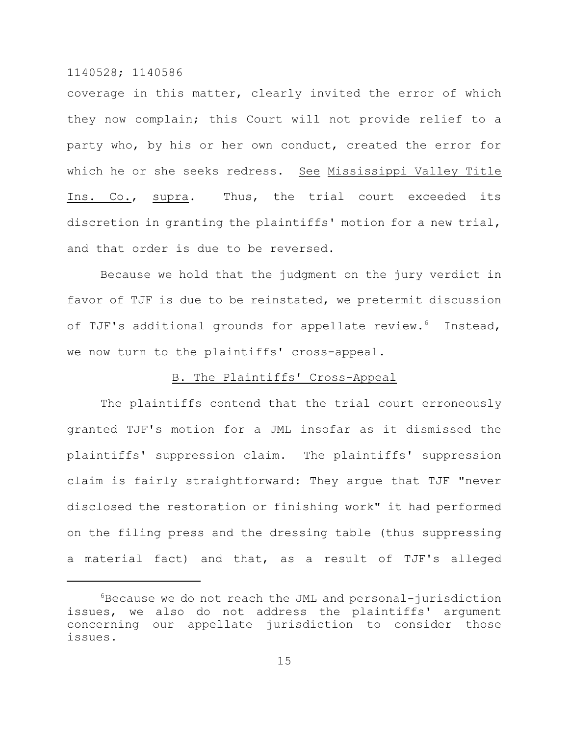coverage in this matter, clearly invited the error of which they now complain; this Court will not provide relief to a party who, by his or her own conduct, created the error for which he or she seeks redress. See Mississippi Valley Title Ins. Co., supra. Thus, the trial court exceeded its discretion in granting the plaintiffs' motion for a new trial, and that order is due to be reversed.

Because we hold that the judgment on the jury verdict in favor of TJF is due to be reinstated, we pretermit discussion of TJF's additional grounds for appellate review.[6] Instead, we now turn to the plaintiffs' cross-appeal.

B. The Plaintiffs' Cross-Appeal

The plaintiffs contend that the trial court erroneously granted TJF's motion for a JML insofar as it dismissed the plaintiffs' suppression claim. The plaintiffs' suppression claim is fairly straightforward: They argue that TJF "never disclosed the restoration or finishing work" it had performed on the filing press and the dressing table (thus suppressing a material fact) and that, as a result of TJF's alleged

[6]Because we do not reach the JML and personal-jurisdiction issues, we also do not address the plaintiffs' argument concerning our appellate jurisdiction to consider those issues.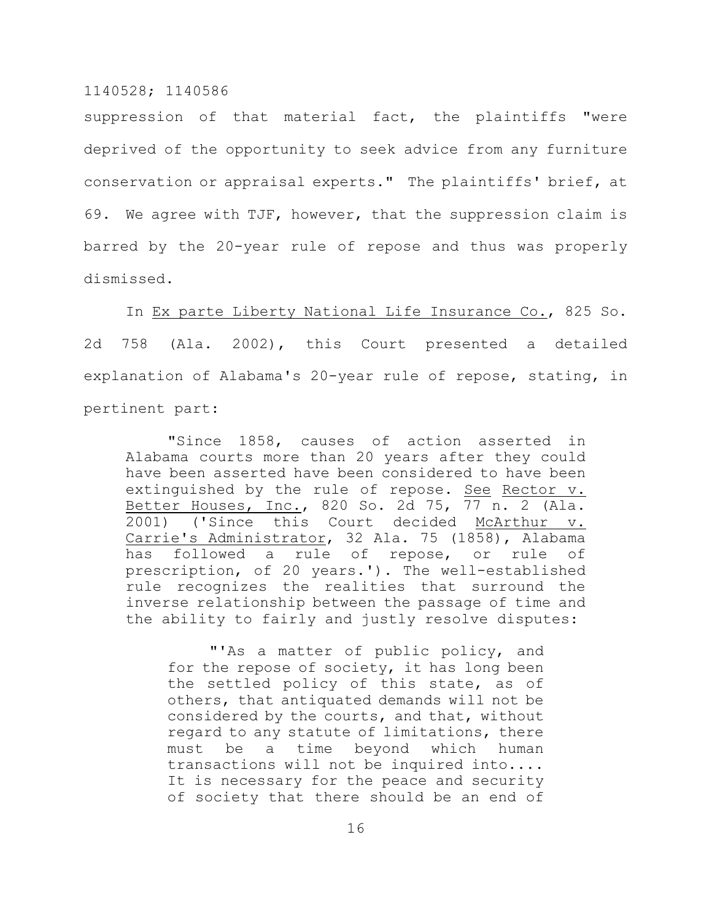suppression of that material fact, the plaintiffs "were deprived of the opportunity to seek advice from any furniture conservation or appraisal experts." The plaintiffs' brief, at 69. We agree with TJF, however, that the suppression claim is barred by the 20-year rule of repose and thus was properly dismissed.

In Ex parte Liberty National Life Insurance Co., 825 So. 2d 758 (Ala. 2002), this Court presented a detailed explanation of Alabama's 20-year rule of repose, stating, in pertinent part:

> "Since 1858, causes of action asserted in Alabama courts more than 20 years after they could have been asserted have been considered to have been extinguished by the rule of repose. See Rector v. Better Houses, Inc., 820 So. 2d 75, 77 n. 2 (Ala. 2001) ('Since this Court decided McArthur v. Carrie's Administrator, 32 Ala. 75 (1858), Alabama has followed a rule of repose, or rule of prescription, of 20 years.'). The well-established rule recognizes the realities that surround the inverse relationship between the passage of time and the ability to fairly and justly resolve disputes:
>
> > "'As a matter of public policy, and for the repose of society, it has long been the settled policy of this state, as of others, that antiquated demands will not be considered by the courts, and that, without regard to any statute of limitations, there must be a time beyond which human transactions will not be inquired into.... It is necessary for the peace and security of society that there should be an end of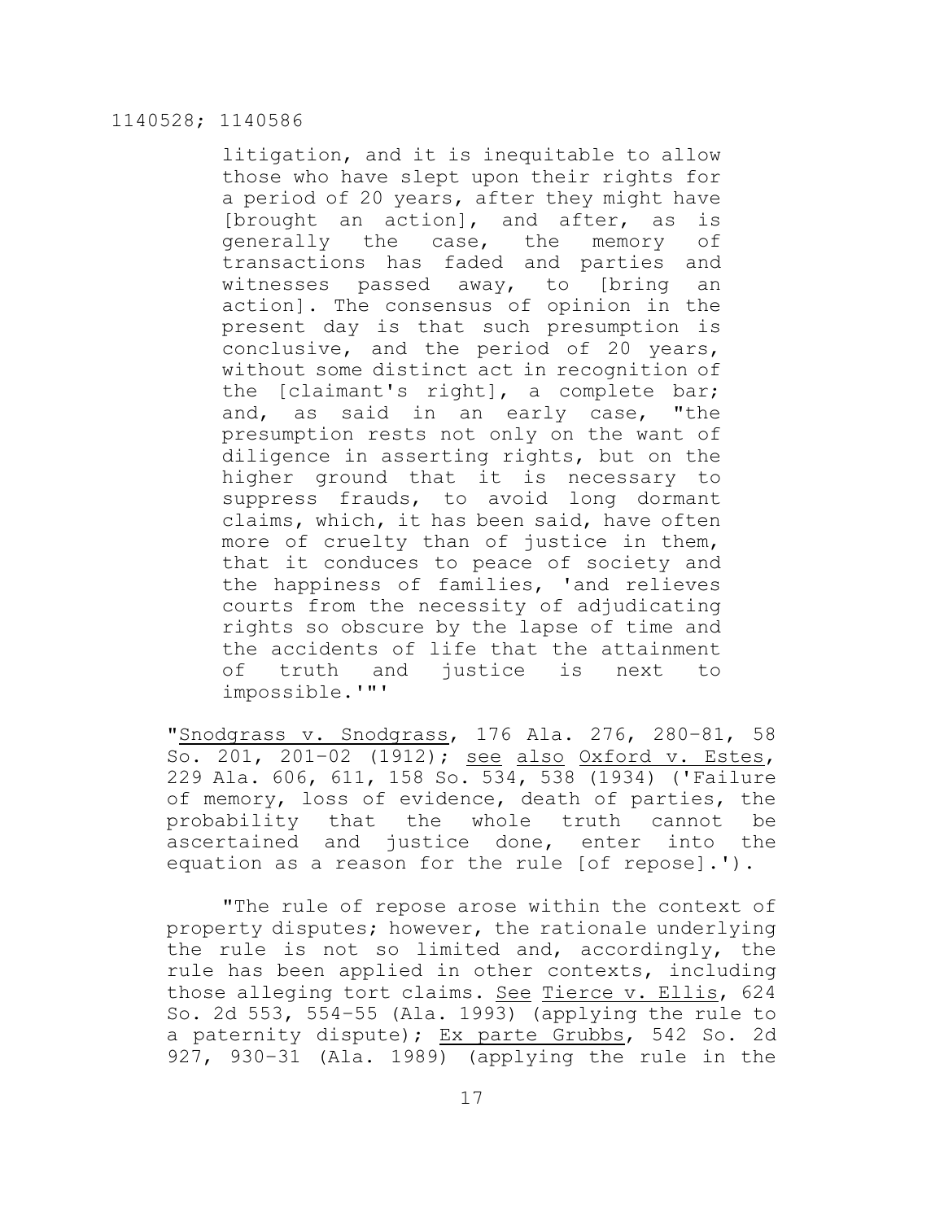> litigation, and it is inequitable to allow those who have slept upon their rights for a period of 20 years, after they might have [brought an action], and after, as is generally the case, the memory of transactions has faded and parties and witnesses passed away, to [bring an action]. The consensus of opinion in the present day is that such presumption is conclusive, and the period of 20 years, without some distinct act in recognition of the [claimant's right], a complete bar; and, as said in an early case, "the presumption rests not only on the want of diligence in asserting rights, but on the higher ground that it is necessary to suppress frauds, to avoid long dormant claims, which, it has been said, have often more of cruelty than of justice in them, that it conduces to peace of society and the happiness of families, 'and relieves courts from the necessity of adjudicating rights so obscure by the lapse of time and the accidents of life that the attainment of truth and justice is next to impossible.'"'

"Snodgrass v. Snodgrass, 176 Ala. 276, 280-81, 58 So. 201, 201-02 (1912); see also Oxford v. Estes, 229 Ala. 606, 611, 158 So. 534, 538 (1934) ('Failure of memory, loss of evidence, death of parties, the probability that the whole truth cannot be ascertained and justice done, enter into the equation as a reason for the rule [of repose].').

"The rule of repose arose within the context of property disputes; however, the rationale underlying the rule is not so limited and, accordingly, the rule has been applied in other contexts, including those alleging tort claims. See Tierce v. Ellis, 624 So. 2d 553, 554-55 (Ala. 1993) (applying the rule to a paternity dispute); Ex parte Grubbs, 542 So. 2d 927, 930-31 (Ala. 1989) (applying the rule in the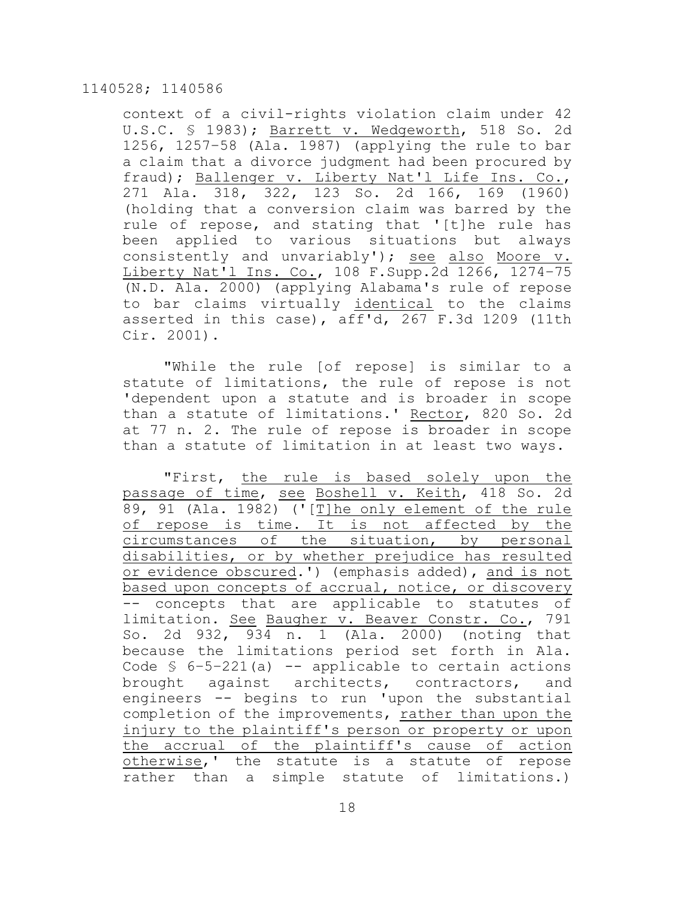context of a civil-rights violation claim under 42 U.S.C. § 1983); Barrett v. Wedgeworth, 518 So. 2d 1256, 1257–58 (Ala. 1987) (applying the rule to bar a claim that a divorce judgment had been procured by fraud); Ballenger v. Liberty Nat'l Life Ins. Co., 271 Ala. 318, 322, 123 So. 2d 166, 169 (1960) (holding that a conversion claim was barred by the rule of repose, and stating that '[t]he rule has been applied to various situations but always consistently and unvariably'); see also Moore v. Liberty Nat'l Ins. Co., 108 F.Supp.2d 1266, 1274–75 (N.D. Ala. 2000) (applying Alabama's rule of repose to bar claims virtually identical to the claims asserted in this case), aff'd, 267 F.3d 1209 (11th Cir. 2001).

"While the rule [of repose] is similar to a statute of limitations, the rule of repose is not 'dependent upon a statute and is broader in scope than a statute of limitations.' Rector, 820 So. 2d at 77 n. 2. The rule of repose is broader in scope than a statute of limitation in at least two ways.

"First, the rule is based solely upon the passage of time, see Boshell v. Keith, 418 So. 2d 89, 91 (Ala. 1982) ('[T]he only element of the rule of repose is time. It is not affected by the circumstances of the situation, by personal disabilities, or by whether prejudice has resulted or evidence obscured.') (emphasis added), and is not based upon concepts of accrual, notice, or discovery -- concepts that are applicable to statutes of limitation. See Baugher v. Beaver Constr. Co., 791 So. 2d 932, 934 n. 1 (Ala. 2000) (noting that because the limitations period set forth in Ala. Code § 6-5-221(a) -- applicable to certain actions brought against architects, contractors, and engineers -- begins to run 'upon the substantial completion of the improvements, rather than upon the injury to the plaintiff's person or property or upon the accrual of the plaintiff's cause of action otherwise,' the statute is a statute of repose rather than a simple statute of limitations.)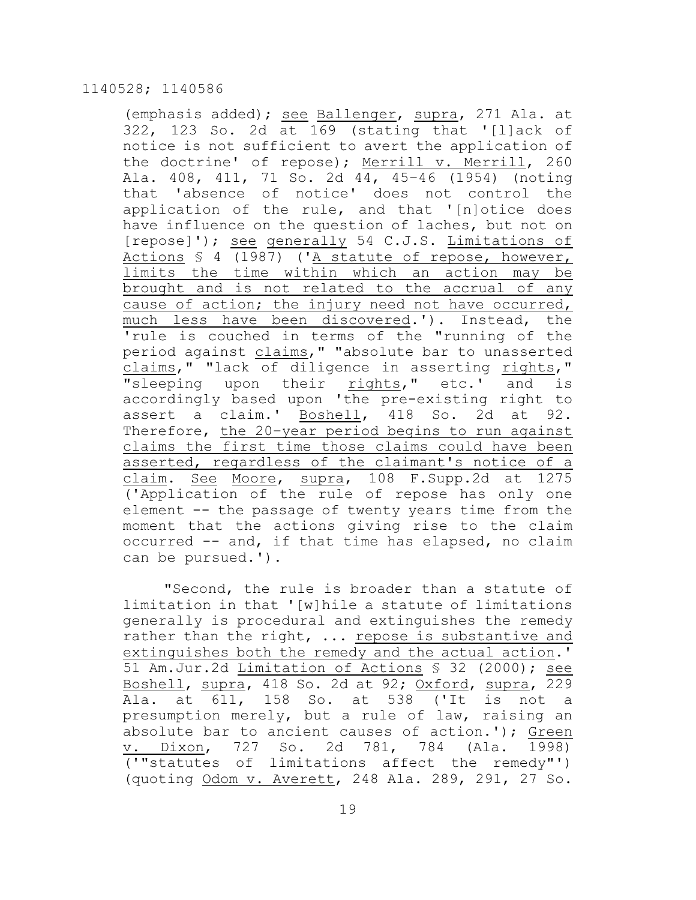(emphasis added); see Ballenger, supra, 271 Ala. at 322, 123 So. 2d at 169 (stating that '[l]ack of notice is not sufficient to avert the application of the doctrine' of repose); Merrill v. Merrill, 260 Ala. 408, 411, 71 So. 2d 44, 45–46 (1954) (noting that 'absence of notice' does not control the application of the rule, and that '[n]otice does have influence on the question of laches, but not on [repose]'); see generally 54 C.J.S. Limitations of Actions § 4 (1987) ('A statute of repose, however, limits the time within which an action may be brought and is not related to the accrual of any cause of action; the injury need not have occurred, much less have been discovered.'). Instead, the 'rule is couched in terms of the "running of the period against claims," "absolute bar to unasserted claims," "lack of diligence in asserting rights," "sleeping upon their rights," etc.' and is accordingly based upon 'the pre-existing right to assert a claim.' Boshell, 418 So. 2d at 92. Therefore, the 20-year period begins to run against claims the first time those claims could have been asserted, regardless of the claimant's notice of a claim. See Moore, supra, 108 F.Supp.2d at 1275 ('Application of the rule of repose has only one element -- the passage of twenty years time from the moment that the actions giving rise to the claim occurred -- and, if that time has elapsed, no claim can be pursued.').

"Second, the rule is broader than a statute of limitation in that '[w]hile a statute of limitations generally is procedural and extinguishes the remedy rather than the right, ... repose is substantive and extinguishes both the remedy and the actual action.' 51 Am.Jur.2d Limitation of Actions § 32 (2000); see Boshell, supra, 418 So. 2d at 92; Oxford, supra, 229 Ala. at 611, 158 So. at 538 ('It is not a presumption merely, but a rule of law, raising an absolute bar to ancient causes of action.'); Green v. Dixon, 727 So. 2d 781, 784 (Ala. 1998) ('"statutes of limitations affect the remedy"') (quoting Odom v. Averett, 248 Ala. 289, 291, 27 So.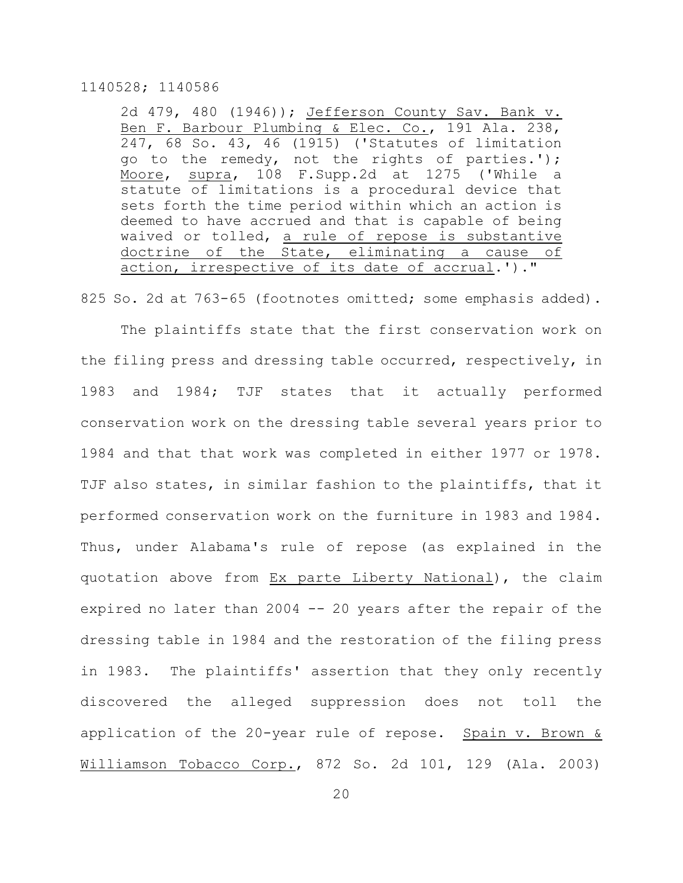> 2d 479, 480 (1946)); Jefferson County Sav. Bank v. Ben F. Barbour Plumbing & Elec. Co., 191 Ala. 238, 247, 68 So. 43, 46 (1915) ('Statutes of limitation go to the remedy, not the rights of parties.'); Moore, supra, 108 F.Supp.2d at 1275 ('While a statute of limitations is a procedural device that sets forth the time period within which an action is deemed to have accrued and that is capable of being waived or tolled, a rule of repose is substantive doctrine of the State, eliminating a cause of action, irrespective of its date of accrual.')."

825 So. 2d at 763-65 (footnotes omitted; some emphasis added).

The plaintiffs state that the first conservation work on the filing press and dressing table occurred, respectively, in 1983 and 1984; TJF states that it actually performed conservation work on the dressing table several years prior to 1984 and that that work was completed in either 1977 or 1978. TJF also states, in similar fashion to the plaintiffs, that it performed conservation work on the furniture in 1983 and 1984. Thus, under Alabama's rule of repose (as explained in the quotation above from Ex parte Liberty National), the claim expired no later than 2004 -- 20 years after the repair of the dressing table in 1984 and the restoration of the filing press in 1983. The plaintiffs' assertion that they only recently discovered the alleged suppression does not toll the application of the 20-year rule of repose. Spain v. Brown & Williamson Tobacco Corp., 872 So. 2d 101, 129 (Ala. 2003)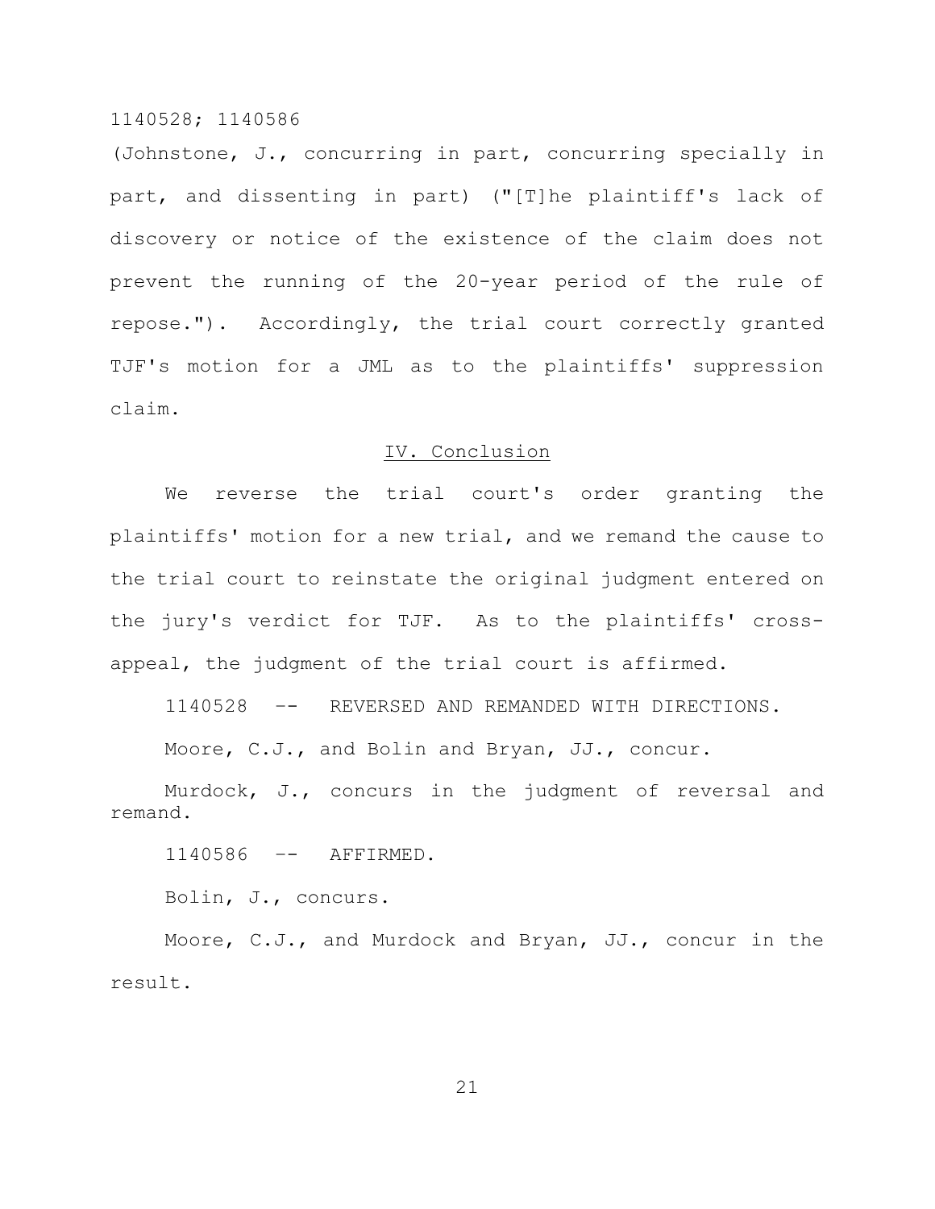(Johnstone, J., concurring in part, concurring specially in part, and dissenting in part) ("[T]he plaintiff's lack of discovery or notice of the existence of the claim does not prevent the running of the 20-year period of the rule of repose."). Accordingly, the trial court correctly granted TJF's motion for a JML as to the plaintiffs' suppression claim.

## IV. Conclusion

We reverse the trial court's order granting the plaintiffs' motion for a new trial, and we remand the cause to the trial court to reinstate the original judgment entered on the jury's verdict for TJF. As to the plaintiffs' cross-appeal, the judgment of the trial court is affirmed.

1140528 -- REVERSED AND REMANDED WITH DIRECTIONS.

Moore, C.J., and Bolin and Bryan, JJ., concur.

Murdock, J., concurs in the judgment of reversal and remand.

1140586 -- AFFIRMED.

Bolin, J., concurs.

Moore, C.J., and Murdock and Bryan, JJ., concur in the result.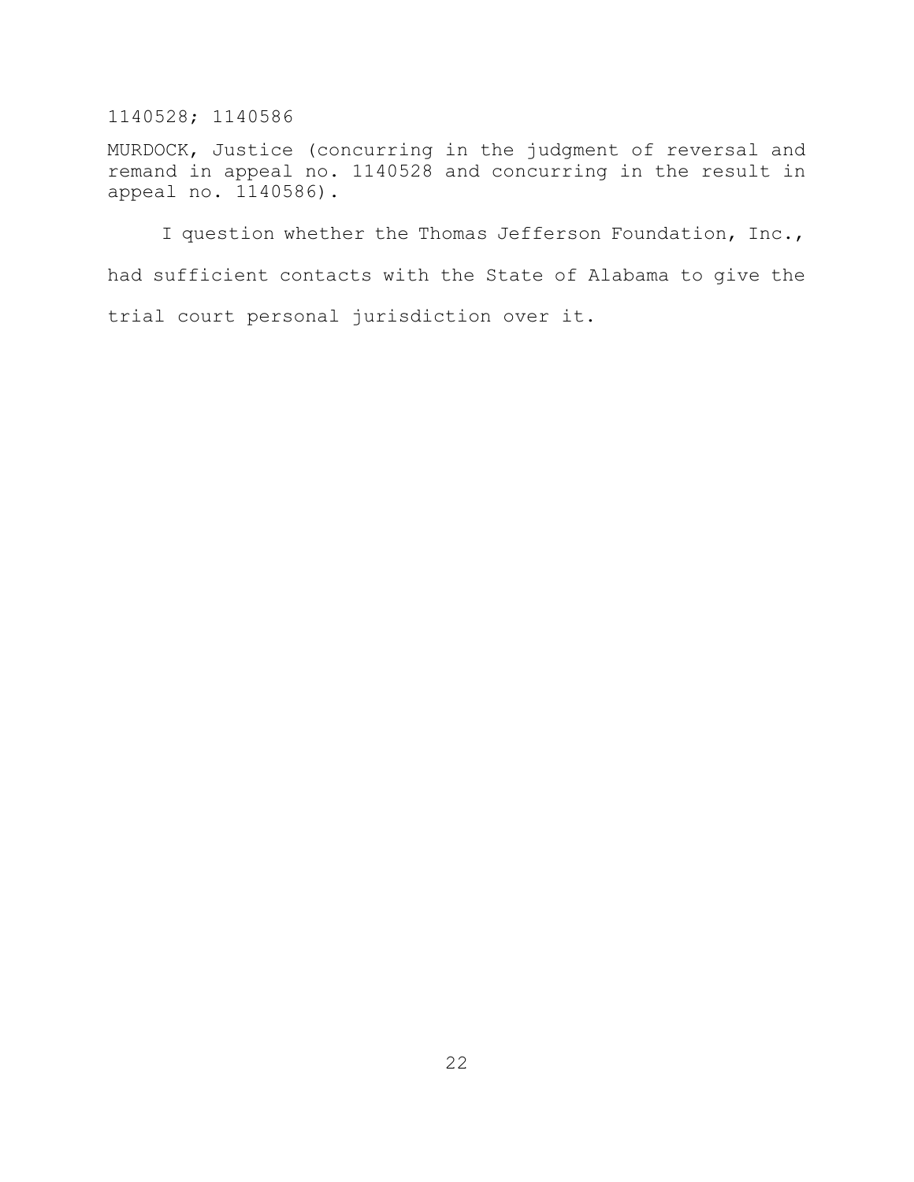1140528; 1140586

MURDOCK, Justice (concurring in the judgment of reversal and remand in appeal no. 1140528 and concurring in the result in appeal no. 1140586).

I question whether the Thomas Jefferson Foundation, Inc., had sufficient contacts with the State of Alabama to give the trial court personal jurisdiction over it.